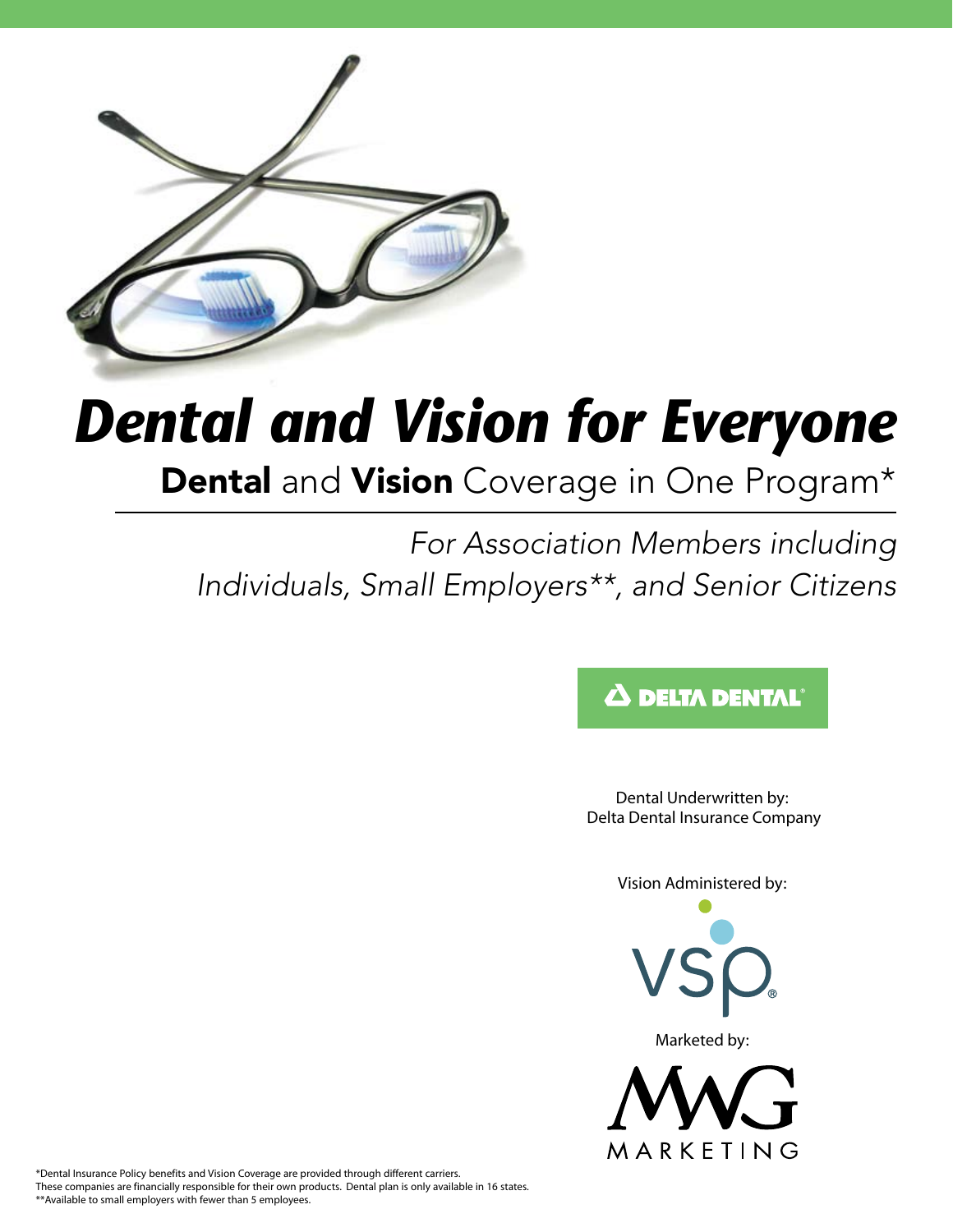# *Dental and Vision for Everyone*

## **Dental** and **Vision** Coverage in One Program*

*For Association Members including Individuals, Small Employers**, and Senior Citizens*

DELTA DENTAL®

Dental Underwritten by:
Delta Dental Insurance Company

Vision Administered by:

VSP®

Marketed by:

MWG MARKETING

*Dental Insurance Policy benefits and Vision Coverage are provided through different carriers. These companies are financially responsible for their own products. Dental plan is only available in 16 states.
**Available to small employers with fewer than 5 employees.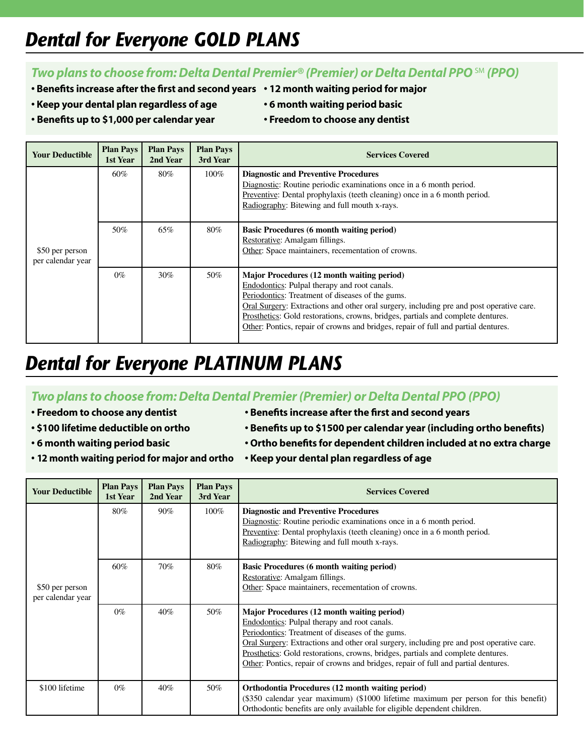# Dental for Everyone GOLD PLANS

### *Two plans to choose from: Delta Dental Premier® (Premier) or Delta Dental PPO SM (PPO)*

- **Benefits increase after the first and second years**
- **Keep your dental plan regardless of age**
- **Benefits up to $1,000 per calendar year**
- **12 month waiting period for major**
- **6 month waiting period basic**
- **Freedom to choose any dentist**

| Your Deductible | Plan Pays 1st Year | Plan Pays 2nd Year | Plan Pays 3rd Year | Services Covered |
|---|---|---|---|---|
| $50 per person per calendar year | 60% | 80% | 100% | **Diagnostic and Preventive Procedures**<br>Diagnostic: Routine periodic examinations once in a 6 month period.<br>Preventive: Dental prophylaxis (teeth cleaning) once in a 6 month period.<br>Radiography: Bitewing and full mouth x-rays. |
| | 50% | 65% | 80% | **Basic Procedures (6 month waiting period)**<br>Restorative: Amalgam fillings.<br>Other: Space maintainers, recementation of crowns. |
| | 0% | 30% | 50% | **Major Procedures (12 month waiting period)**<br>Endodontics: Pulpal therapy and root canals.<br>Periodontics: Treatment of diseases of the gums.<br>Oral Surgery: Extractions and other oral surgery, including pre and post operative care.<br>Prosthetics: Gold restorations, crowns, bridges, partials and complete dentures.<br>Other: Pontics, repair of crowns and bridges, repair of full and partial dentures. |

# Dental for Everyone PLATINUM PLANS

### *Two plans to choose from: Delta Dental Premier (Premier) or Delta Dental PPO (PPO)*

- **Freedom to choose any dentist**
- **$100 lifetime deductible on ortho**
- **6 month waiting period basic**
- **12 month waiting period for major and ortho**
- **Benefits increase after the first and second years**
- **Benefits up to $1500 per calendar year (including ortho benefits)**
- **Ortho benefits for dependent children included at no extra charge**
- **Keep your dental plan regardless of age**

| Your Deductible | Plan Pays 1st Year | Plan Pays 2nd Year | Plan Pays 3rd Year | Services Covered |
|---|---|---|---|---|
| $50 per person per calendar year | 80% | 90% | 100% | **Diagnostic and Preventive Procedures**<br>Diagnostic: Routine periodic examinations once in a 6 month period.<br>Preventive: Dental prophylaxis (teeth cleaning) once in a 6 month period.<br>Radiography: Bitewing and full mouth x-rays. |
| | 60% | 70% | 80% | **Basic Procedures (6 month waiting period)**<br>Restorative: Amalgam fillings.<br>Other: Space maintainers, recementation of crowns. |
| | 0% | 40% | 50% | **Major Procedures (12 month waiting period)**<br>Endodontics: Pulpal therapy and root canals.<br>Periodontics: Treatment of diseases of the gums.<br>Oral Surgery: Extractions and other oral surgery, including pre and post operative care.<br>Prosthetics: Gold restorations, crowns, bridges, partials and complete dentures.<br>Other: Pontics, repair of crowns and bridges, repair of full and partial dentures. |
| $100 lifetime | 0% | 40% | 50% | **Orthodontia Procedures (12 month waiting period)**<br>($350 calendar year maximum) ($1000 lifetime maximum per person for this benefit)<br>Orthodontic benefits are only available for eligible dependent children. |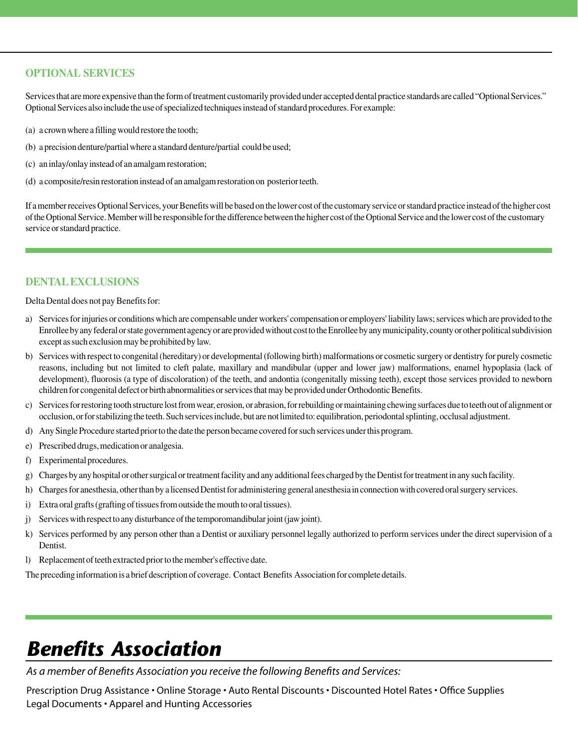## OPTIONAL SERVICES

Services that are more expensive than the form of treatment customarily provided under accepted dental practice standards are called "Optional Services." Optional Services also include the use of specialized techniques instead of standard procedures. For example:

(a) a crown where a filling would restore the tooth;

(b) a precision denture/partial where a standard denture/partial could be used;

(c) an inlay/onlay instead of an amalgam restoration;

(d) a composite/resin restoration instead of an amalgam restoration on posterior teeth.

If a member receives Optional Services, your Benefits will be based on the lower cost of the customary service or standard practice instead of the higher cost of the Optional Service. Member will be responsible for the difference between the higher cost of the Optional Service and the lower cost of the customary service or standard practice.

## DENTAL EXCLUSIONS

Delta Dental does not pay Benefits for:

a) Services for injuries or conditions which are compensable under workers' compensation or employers' liability laws; services which are provided to the Enrollee by any federal or state government agency or are provided without cost to the Enrollee by any municipality, county or other political subdivision except as such exclusion may be prohibited by law.

b) Services with respect to congenital (hereditary) or developmental (following birth) malformations or cosmetic surgery or dentistry for purely cosmetic reasons, including but not limited to cleft palate, maxillary and mandibular (upper and lower jaw) malformations, enamel hypoplasia (lack of development), fluorosis (a type of discoloration) of the teeth, and andontia (congenitally missing teeth), except those services provided to newborn children for congenital defect or birth abnormalities or services that may be provided under Orthodontic Benefits.

c) Services for restoring tooth structure lost from wear, erosion, or abrasion, for rebuilding or maintaining chewing surfaces due to teeth out of alignment or occlusion, or for stabilizing the teeth. Such services include, but are not limited to: equilibration, periodontal splinting, occlusal adjustment.

d) Any Single Procedure started prior to the date the person became covered for such services under this program.

e) Prescribed drugs, medication or analgesia.

f) Experimental procedures.

g) Charges by any hospital or other surgical or treatment facility and any additional fees charged by the Dentist for treatment in any such facility.

h) Charges for anesthesia, other than by a licensed Dentist for administering general anesthesia in connection with covered oral surgery services.

i) Extra oral grafts (grafting of tissues from outside the mouth to oral tissues).

j) Services with respect to any disturbance of the temporomandibular joint (jaw joint).

k) Services performed by any person other than a Dentist or auxiliary personnel legally authorized to perform services under the direct supervision of a Dentist.

l) Replacement of teeth extracted prior to the member's effective date.

The preceding information is a brief description of coverage. Contact Benefits Association for complete details.

# *Benefits Association*

*As a member of Benefits Association you receive the following Benefits and Services:*

Prescription Drug Assistance • Online Storage • Auto Rental Discounts • Discounted Hotel Rates • Office Supplies
Legal Documents • Apparel and Hunting Accessories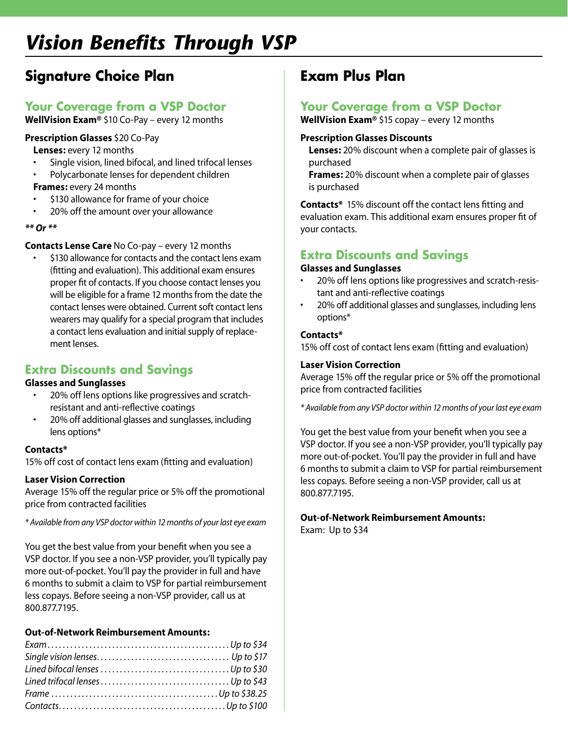# *Vision Benefits Through VSP*

## Signature Choice Plan

### Your Coverage from a VSP Doctor

**WellVision Exam®** $10 Co-Pay – every 12 months

**Prescription Glasses** $20 Co-Pay

**Lenses:** every 12 months

- Single vision, lined bifocal, and lined trifocal lenses
- Polycarbonate lenses for dependent children

**Frames:** every 24 months

- $130 allowance for frame of your choice
- 20% off the amount over your allowance

***** Or *****

**Contacts Lense Care** No Co-pay – every 12 months

- $130 allowance for contacts and the contact lens exam (fitting and evaluation). This additional exam ensures proper fit of contacts. If you choose contact lenses you will be eligible for a frame 12 months from the date the contact lenses were obtained. Current soft contact lens wearers may qualify for a special program that includes a contact lens evaluation and initial supply of replacement lenses.

### Extra Discounts and Savings

**Glasses and Sunglasses**

- 20% off lens options like progressives and scratch-resistant and anti-reflective coatings
- 20% off additional glasses and sunglasses, including lens options*

**Contacts***

15% off cost of contact lens exam (fitting and evaluation)

**Laser Vision Correction**

Average 15% off the regular price or 5% off the promotional price from contracted facilities

*\* Available from any VSP doctor within 12 months of your last eye exam*

You get the best value from your benefit when you see a VSP doctor. If you see a non-VSP provider, you'll typically pay more out-of-pocket. You'll pay the provider in full and have 6 months to submit a claim to VSP for partial reimbursement less copays. Before seeing a non-VSP provider, call us at 800.877.7195.

**Out-of-Network Reimbursement Amounts:**

| | |
|---|---|
| *Exam* | *Up to $34* |
| *Single vision lenses* | *Up to $17* |
| *Lined bifocal lenses* | *Up to $30* |
| *Lined trifocal lenses* | *Up to $43* |
| *Frame* | *Up to $38.25* |
| *Contacts* | *Up to $100* |

## Exam Plus Plan

### Your Coverage from a VSP Doctor

**WellVision Exam®** $15 copay – every 12 months

**Prescription Glasses Discounts**

**Lenses:** 20% discount when a complete pair of glasses is purchased

**Frames:** 20% discount when a complete pair of glasses is purchased

**Contacts*** 15% discount off the contact lens fitting and evaluation exam. This additional exam ensures proper fit of your contacts.

### Extra Discounts and Savings

**Glasses and Sunglasses**

- 20% off lens options like progressives and scratch-resistant and anti-reflective coatings
- 20% off additional glasses and sunglasses, including lens options*

**Contacts***

15% off cost of contact lens exam (fitting and evaluation)

**Laser Vision Correction**

Average 15% off the regular price or 5% off the promotional price from contracted facilities

*\* Available from any VSP doctor within 12 months of your last eye exam*

You get the best value from your benefit when you see a VSP doctor. If you see a non-VSP provider, you'll typically pay more out-of-pocket. You'll pay the provider in full and have 6 months to submit a claim to VSP for partial reimbursement less copays. Before seeing a non-VSP provider, call us at 800.877.7195.

**Out-of-Network Reimbursement Amounts:**

Exam: Up to $34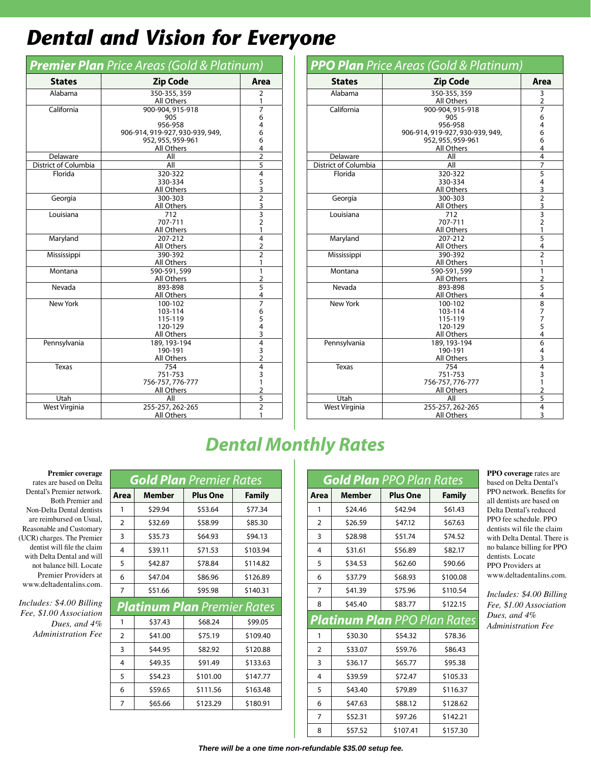# Dental and Vision for Everyone

## ***Premier Plan*** *Price Areas (Gold & Platinum)*

| States | Zip Code | Area |
|---|---|---|
| Alabama | 350-355, 359 | 2 |
| | All Others | 1 |
| California | 900-904, 915-918 | 7 |
| | 905 | 6 |
| | 956-958 | 4 |
| | 906-914, 919-927, 930-939, 949, | 6 |
| | 952, 955, 959-961 | 6 |
| | All Others | 4 |
| Delaware | All | 2 |
| District of Columbia | All | 5 |
| Florida | 320-322 | 4 |
| | 330-334 | 5 |
| | All Others | 3 |
| Georgia | 300-303 | 2 |
| | All Others | 3 |
| Louisiana | 712 | 3 |
| | 707-711 | 2 |
| | All Others | 1 |
| Maryland | 207-212 | 4 |
| | All Others | 2 |
| Mississippi | 390-392 | 2 |
| | All Others | 1 |
| Montana | 590-591, 599 | 1 |
| | All Others | 2 |
| Nevada | 893-898 | 5 |
| | All Others | 4 |
| New York | 100-102 | 7 |
| | 103-114 | 6 |
| | 115-119 | 5 |
| | 120-129 | 4 |
| | All Others | 3 |
| Pennsylvania | 189, 193-194 | 4 |
| | 190-191 | 3 |
| | All Others | 2 |
| Texas | 754 | 4 |
| | 751-753 | 3 |
| | 756-757, 776-777 | 1 |
| | All Others | 2 |
| Utah | All | 5 |
| West Virginia | 255-257, 262-265 | 2 |
| | All Others | 1 |

## ***PPO Plan*** *Price Areas (Gold & Platinum)*

| States | Zip Code | Area |
|---|---|---|
| Alabama | 350-355, 359 | 3 |
| | All Others | 2 |
| California | 900-904, 915-918 | 7 |
| | 905 | 6 |
| | 956-958 | 4 |
| | 906-914, 919-927, 930-939, 949, | 6 |
| | 952, 955, 959-961 | 6 |
| | All Others | 4 |
| Delaware | All | 4 |
| District of Columbia | All | 7 |
| Florida | 320-322 | 5 |
| | 330-334 | 4 |
| | All Others | 3 |
| Georgia | 300-303 | 2 |
| | All Others | 3 |
| Louisiana | 712 | 3 |
| | 707-711 | 2 |
| | All Others | 1 |
| Maryland | 207-212 | 5 |
| | All Others | 4 |
| Mississippi | 390-392 | 2 |
| | All Others | 1 |
| Montana | 590-591, 599 | 1 |
| | All Others | 2 |
| Nevada | 893-898 | 5 |
| | All Others | 4 |
| New York | 100-102 | 8 |
| | 103-114 | 7 |
| | 115-119 | 7 |
| | 120-129 | 5 |
| | All Others | 4 |
| Pennsylvania | 189, 193-194 | 6 |
| | 190-191 | 4 |
| | All Others | 3 |
| Texas | 754 | 4 |
| | 751-753 | 3 |
| | 756-757, 776-777 | 1 |
| | All Others | 2 |
| Utah | All | 5 |
| West Virginia | 255-257, 262-265 | 4 |
| | All Others | 3 |

# Dental Monthly Rates

**Premier coverage** rates are based on Delta Dental's Premier network. Both Premier and Non-Delta Dental dentists are reimbursed on Usual, Reasonable and Customary (UCR) charges. The Premier dentist will file the claim with Delta Dental and will not balance bill. Locate Premier Providers at www.deltadentalins.com.

*Includes: $4.00 Billing Fee, $1.00 Association Dues, and 4% Administration Fee*

## ***Gold Plan*** *Premier Rates*

| Area | Member | Plus One | Family |
|---|---|---|---|
| 1 | $29.94 | $53.64 | $77.34 |
| 2 | $32.69 | $58.99 | $85.30 |
| 3 | $35.73 | $64.93 | $94.13 |
| 4 | $39.11 | $71.53 | $103.94 |
| 5 | $42.87 | $78.84 | $114.82 |
| 6 | $47.04 | $86.96 | $126.89 |
| 7 | $51.66 | $95.98 | $140.31 |

## ***Platinum Plan*** *Premier Rates*

| Area | Member | Plus One | Family |
|---|---|---|---|
| 1 | $37.43 | $68.24 | $99.05 |
| 2 | $41.00 | $75.19 | $109.40 |
| 3 | $44.95 | $82.92 | $120.88 |
| 4 | $49.35 | $91.49 | $133.63 |
| 5 | $54.23 | $101.00 | $147.77 |
| 6 | $59.65 | $111.56 | $163.48 |
| 7 | $65.66 | $123.29 | $180.91 |

## ***Gold Plan*** *PPO Plan Rates*

| Area | Member | Plus One | Family |
|---|---|---|---|
| 1 | $24.46 | $42.94 | $61.43 |
| 2 | $26.59 | $47.12 | $67.63 |
| 3 | $28.98 | $51.74 | $74.52 |
| 4 | $31.61 | $56.89 | $82.17 |
| 5 | $34.53 | $62.60 | $90.66 |
| 6 | $37.79 | $68.93 | $100.08 |
| 7 | $41.39 | $75.96 | $110.54 |
| 8 | $45.40 | $83.77 | $122.15 |

## ***Platinum Plan*** *PPO Plan Rates*

| Area | Member | Plus One | Family |
|---|---|---|---|
| 1 | $30.30 | $54.32 | $78.36 |
| 2 | $33.07 | $59.76 | $86.43 |
| 3 | $36.17 | $65.77 | $95.38 |
| 4 | $39.59 | $72.47 | $105.33 |
| 5 | $43.40 | $79.89 | $116.37 |
| 6 | $47.63 | $88.12 | $128.62 |
| 7 | $52.31 | $97.26 | $142.21 |
| 8 | $57.52 | $107.41 | $157.30 |

**PPO coverage** rates are based on Delta Dental's PPO network. Benefits for all dentists are based on Delta Dental's reduced PPO fee schedule. PPO dentists wil file the claim with Delta Dental. There is no balance billing for PPO dentists. Locate PPO Providers at www.deltadentalins.com.

*Includes: $4.00 Billing Fee, $1.00 Association Dues, and 4% Administration Fee*

***There will be a one time non-refundable $35.00 setup fee.***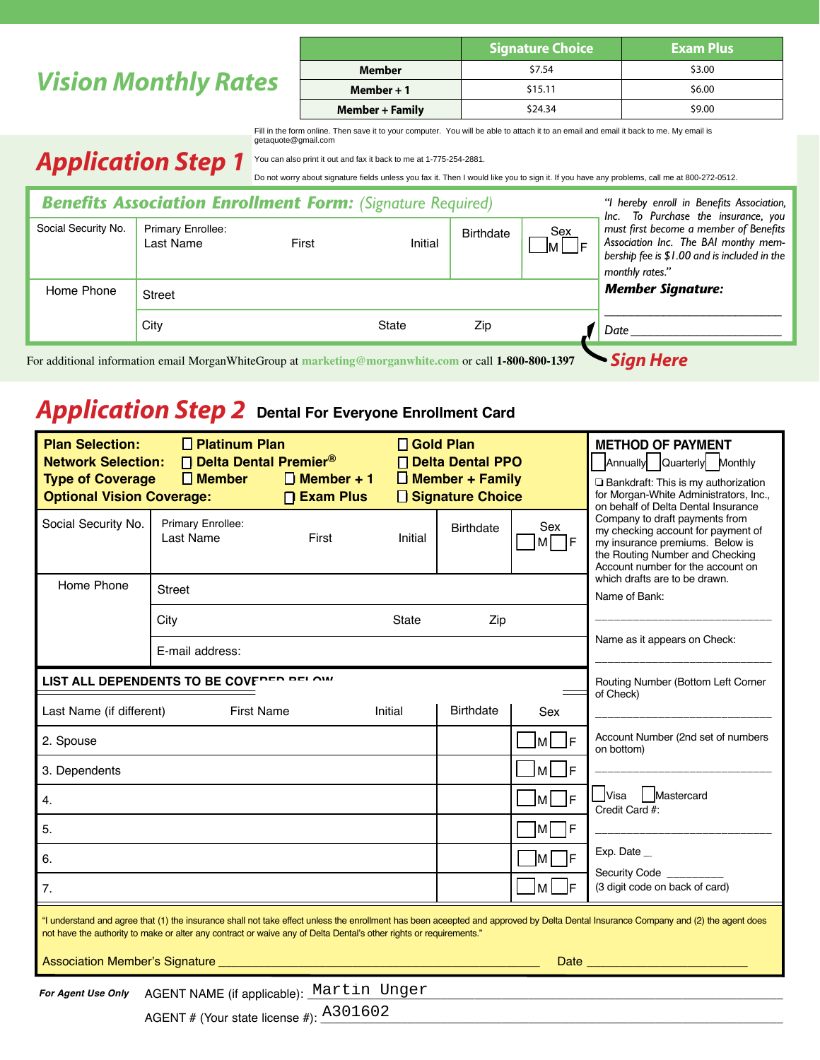## Vision Monthly Rates

| | Signature Choice | Exam Plus |
|---|---|---|
| **Member** | $7.54 | $3.00 |
| **Member + 1** | $15.11 | $6.00 |
| **Member + Family** | $24.34 | $9.00 |

## Application Step 1

Fill in the form online. Then save it to your computer. You will be able to attach it to an email and email it back to me. My email is getaquote@gmail.com

You can also print it out and fax it back to me at 1-775-254-2881.

Do not worry about signature fields unless you fax it. Then I would like you to sign it. If you have any problems, call me at 800-272-0512.

### Benefits Association Enrollment Form: *(Signature Required)*

| Social Security No. | Primary Enrollee: Last Name | First | Initial | Birthdate | Sex ☐M ☐F |
|---|---|---|---|---|---|
| Home Phone | Street | | | | |
| | City | State | Zip | | |

*"I hereby enroll in Benefits Association, Inc. To Purchase the insurance, you must first become a member of Benefits Association Inc. The BAI monthy membership fee is $1.00 and is included in the monthly rates."*

***Member Signature:*** ______________________________

*Date* ________________________

**Sign Here**

For additional information email MorganWhiteGroup at marketing@morganwhite.com or call **1-800-800-1397**

## Application Step 2 Dental For Everyone Enrollment Card

**Plan Selection:** ☐ **Platinum Plan** ☐ **Gold Plan**

**Network Selection:** ☐ **Delta Dental Premier®** ☐ **Delta Dental PPO**

**Type of Coverage** ☐ **Member** ☐ **Member + 1** ☐ **Member + Family**

**Optional Vision Coverage:** ☐ **Exam Plus** ☐ **Signature Choice**

| Social Security No. | Primary Enrollee: Last Name | First | Initial | Birthdate | Sex ☐M ☐F |
|---|---|---|---|---|---|
| Home Phone | Street | | | | |
| | City | State | Zip | | |
| | E-mail address: | | | | |

**LIST ALL DEPENDENTS TO BE COVERED BELOW**

| Last Name (if different) | First Name | Initial | Birthdate | Sex |
|---|---|---|---|---|
| 2. Spouse | | | | ☐M ☐F |
| 3. Dependents | | | | ☐M ☐F |
| 4. | | | | ☐M ☐F |
| 5. | | | | ☐M ☐F |
| 6. | | | | ☐M ☐F |
| 7. | | | | ☐M ☐F |

**METHOD OF PAYMENT**

☐ Annually ☐ Quarterly ☐ Monthly

☐ Bankdraft: This is my authorization for Morgan-White Administrators, Inc., on behalf of Delta Dental Insurance Company to draft payments from my checking account for payment of my insurance premiums. Below is the Routing Number and Checking Account number for the account on which drafts are to be drawn.

Name of Bank: ______________________________

Name as it appears on Check: ______________________________

Routing Number (Bottom Left Corner of Check) ______________________________

Account Number (2nd set of numbers on bottom) ______________________________

☐ Visa ☐ Mastercard

Credit Card #: ______________________________

Exp. Date _

Security Code _________
(3 digit code on back of card)

"I understand and agree that (1) the insurance shall not take effect unless the enrollment has been aceepted and approved by Delta Dental Insurance Company and (2) the agent does not have the authority to make or alter any contract or waive any of Delta Dental's other rights or requirements."

Association Member's Signature ______________________________________________ Date ____________________

***For Agent Use Only*** AGENT NAME (if applicable): Martin Unger

AGENT # (Your state license #): A301602